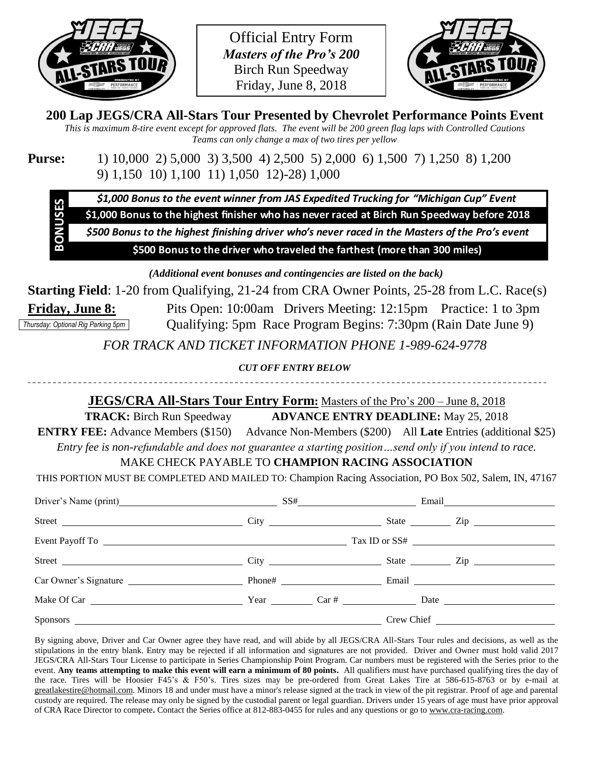Official Entry Form
***Masters of the Pro's 200***
Birch Run Speedway
Friday, June 8, 2018

## 200 Lap JEGS/CRA All-Stars Tour Presented by Chevrolet Performance Points Event

*This is maximum 8-tire event except for approved flats. The event will be 200 green flag laps with Controlled Cautions*
*Teams can only change a max of two tires per yellow*

**Purse:** 1) 10,000 2) 5,000 3) 3,500 4) 2,500 5) 2,000 6) 1,500 7) 1,250 8) 1,200 9) 1,150 10) 1,100 11) 1,050 12)-28) 1,000

**BONUSES**

- ***$1,000 Bonus to the event winner from JAS Expedited Trucking for "Michigan Cup" Event***
- **$1,000 Bonus to the highest finisher who has never raced at Birch Run Speedway before 2018**
- ***$500 Bonus to the highest finishing driver who's never raced in the Masters of the Pro's event***
- **$500 Bonus to the driver who traveled the farthest (more than 300 miles)**

***(Additional event bonuses and contingencies are listed on the back)***

**Starting Field**: 1-20 from Qualifying, 21-24 from CRA Owner Points, 25-28 from L.C. Race(s)

**Friday, June 8:** Pits Open: 10:00am Drivers Meeting: 12:15pm Practice: 1 to 3pm
Qualifying: 5pm Race Program Begins: 7:30pm (Rain Date June 9)

*Thursday: Optional Rig Parking 5pm*

*FOR TRACK AND TICKET INFORMATION PHONE 1-989-624-9778*

***CUT OFF ENTRY BELOW***

---

**JEGS/CRA All-Stars Tour Entry Form:** Masters of the Pro's 200 – June 8, 2018

**TRACK:** Birch Run Speedway **ADVANCE ENTRY DEADLINE:** May 25, 2018

**ENTRY FEE:** Advance Members ($150) Advance Non-Members ($200) All **Late** Entries (additional $25)

*Entry fee is non-refundable and does not guarantee a starting position…send only if you intend to race.*

MAKE CHECK PAYABLE TO **CHAMPION RACING ASSOCIATION**

THIS PORTION MUST BE COMPLETED AND MAILED TO: Champion Racing Association, PO Box 502, Salem, IN, 47167

Driver's Name (print)\_\_\_\_\_\_\_\_\_\_ SS#\_\_\_\_\_\_\_\_\_\_ Email\_\_\_\_\_\_\_\_\_\_

Street \_\_\_\_\_\_\_\_\_\_ City \_\_\_\_\_\_\_\_\_\_ State \_\_\_\_\_ Zip \_\_\_\_\_\_\_\_\_\_

Event Payoff To \_\_\_\_\_\_\_\_\_\_ Tax ID or SS# \_\_\_\_\_\_\_\_\_\_

Street \_\_\_\_\_\_\_\_\_\_ City \_\_\_\_\_\_\_\_\_\_ State \_\_\_\_\_ Zip \_\_\_\_\_\_\_\_\_\_

Car Owner's Signature \_\_\_\_\_\_\_\_\_\_ Phone# \_\_\_\_\_\_\_\_\_\_ Email \_\_\_\_\_\_\_\_\_\_

Make Of Car \_\_\_\_\_\_\_\_\_\_ Year \_\_\_\_\_ Car # \_\_\_\_\_\_\_\_\_\_ Date \_\_\_\_\_\_\_\_\_\_

Sponsors \_\_\_\_\_\_\_\_\_\_ Crew Chief \_\_\_\_\_\_\_\_\_\_

By signing above, Driver and Car Owner agree they have read, and will abide by all JEGS/CRA All-Stars Tour rules and decisions, as well as the stipulations in the entry blank. Entry may be rejected if all information and signatures are not provided. Driver and Owner must hold valid 2017 JEGS/CRA All-Stars Tour License to participate in Series Championship Point Program. Car numbers must be registered with the Series prior to the event. **Any teams attempting to make this event will earn a minimum of 80 points.** All qualifiers must have purchased qualifying tires the day of the race. Tires will be Hoosier F45's & F50's. Tires sizes may be pre-ordered from Great Lakes Tire at 586-615-8763 or by e-mail at greatlakestire@hotmail.com. Minors 18 and under must have a minor's release signed at the track in view of the pit registrar. Proof of age and parental custody are required. The release may only be signed by the custodial parent or legal guardian. Drivers under 15 years of age must have prior approval of CRA Race Director to compete**.** Contact the Series office at 812-883-0455 for rules and any questions or go to www.cra-racing.com.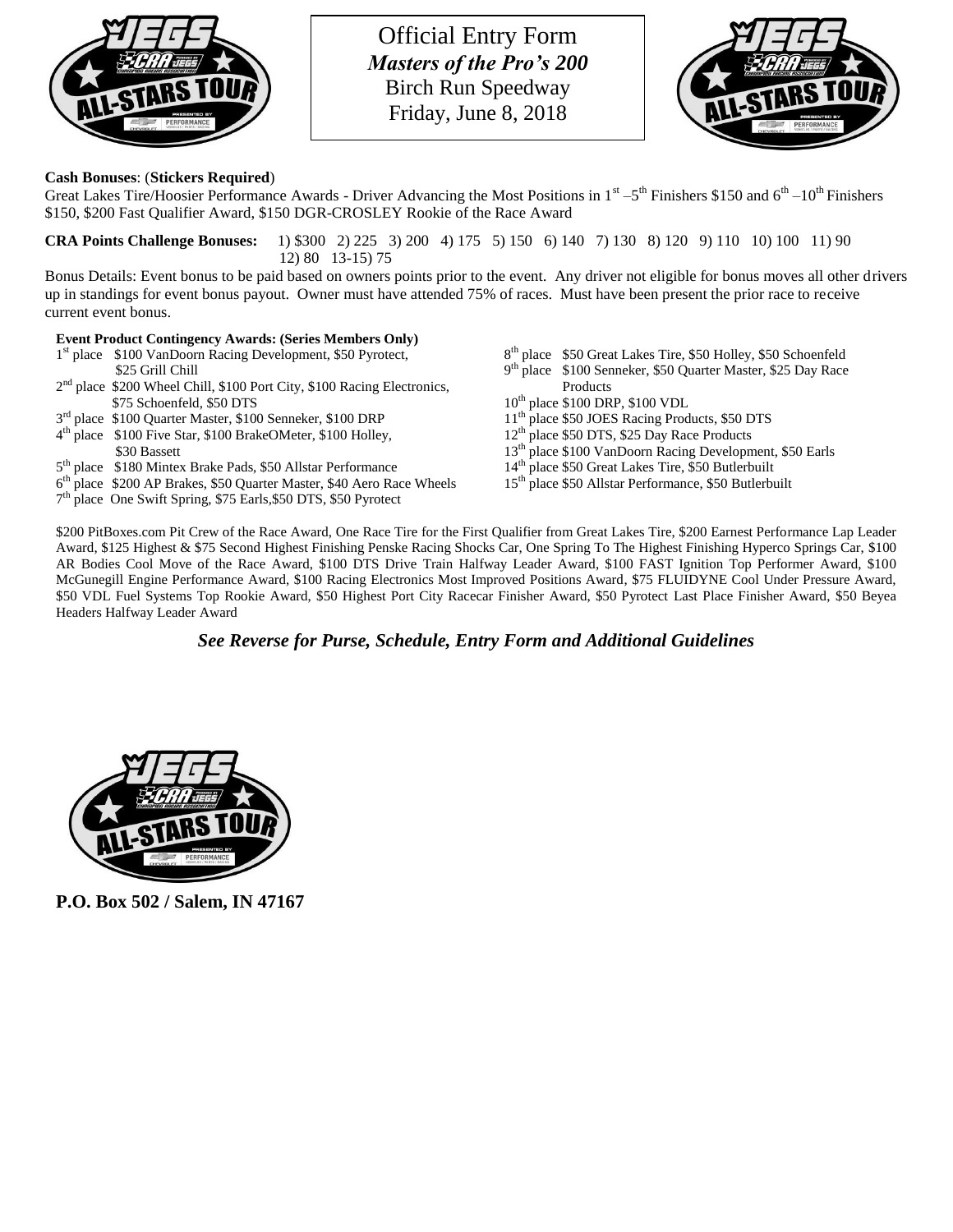# Official Entry Form

***Masters of the Pro's 200***

Birch Run Speedway

Friday, June 8, 2018

**Cash Bonuses**: (**Stickers Required**)

Great Lakes Tire/Hoosier Performance Awards - Driver Advancing the Most Positions in 1st –5th Finishers $150 and 6th –10th Finishers $150, $200 Fast Qualifier Award, $150 DGR-CROSLEY Rookie of the Race Award

**CRA Points Challenge Bonuses:** 1) $300 2) 225 3) 200 4) 175 5) 150 6) 140 7) 130 8) 120 9) 110 10) 100 11) 90 12) 80 13-15) 75

Bonus Details: Event bonus to be paid based on owners points prior to the event. Any driver not eligible for bonus moves all other drivers up in standings for event bonus payout. Owner must have attended 75% of races. Must have been present the prior race to receive current event bonus.

**Event Product Contingency Awards: (Series Members Only)**

- 1st place $100 VanDoorn Racing Development, $50 Pyrotect, $25 Grill Chill
- 2nd place $200 Wheel Chill, $100 Port City, $100 Racing Electronics, $75 Schoenfeld, $50 DTS
- 3rd place $100 Quarter Master, $100 Senneker, $100 DRP
- 4th place $100 Five Star, $100 BrakeOMeter, $100 Holley, $30 Bassett
- 5th place $180 Mintex Brake Pads, $50 Allstar Performance
- 6th place $200 AP Brakes, $50 Quarter Master, $40 Aero Race Wheels
- 7th place One Swift Spring, $75 Earls,$50 DTS, $50 Pyrotect
- 8th place $50 Great Lakes Tire, $50 Holley, $50 Schoenfeld
- 9th place $100 Senneker, $50 Quarter Master, $25 Day Race Products
- 10th place $100 DRP, $100 VDL
- 11th place $50 JOES Racing Products, $50 DTS
- 12th place $50 DTS, $25 Day Race Products
- 13th place $100 VanDoorn Racing Development, $50 Earls
- 14th place $50 Great Lakes Tire, $50 Butlerbuilt
- 15th place $50 Allstar Performance, $50 Butlerbuilt

$200 PitBoxes.com Pit Crew of the Race Award, One Race Tire for the First Qualifier from Great Lakes Tire, $200 Earnest Performance Lap Leader Award, $125 Highest & $75 Second Highest Finishing Penske Racing Shocks Car, One Spring To The Highest Finishing Hyperco Springs Car, $100 AR Bodies Cool Move of the Race Award, $100 DTS Drive Train Halfway Leader Award, $100 FAST Ignition Top Performer Award, $100 McGunegill Engine Performance Award, $100 Racing Electronics Most Improved Positions Award, $75 FLUIDYNE Cool Under Pressure Award, $50 VDL Fuel Systems Top Rookie Award, $50 Highest Port City Racecar Finisher Award, $50 Pyrotect Last Place Finisher Award, $50 Beyea Headers Halfway Leader Award

***See Reverse for Purse, Schedule, Entry Form and Additional Guidelines***

**P.O. Box 502 / Salem, IN 47167**